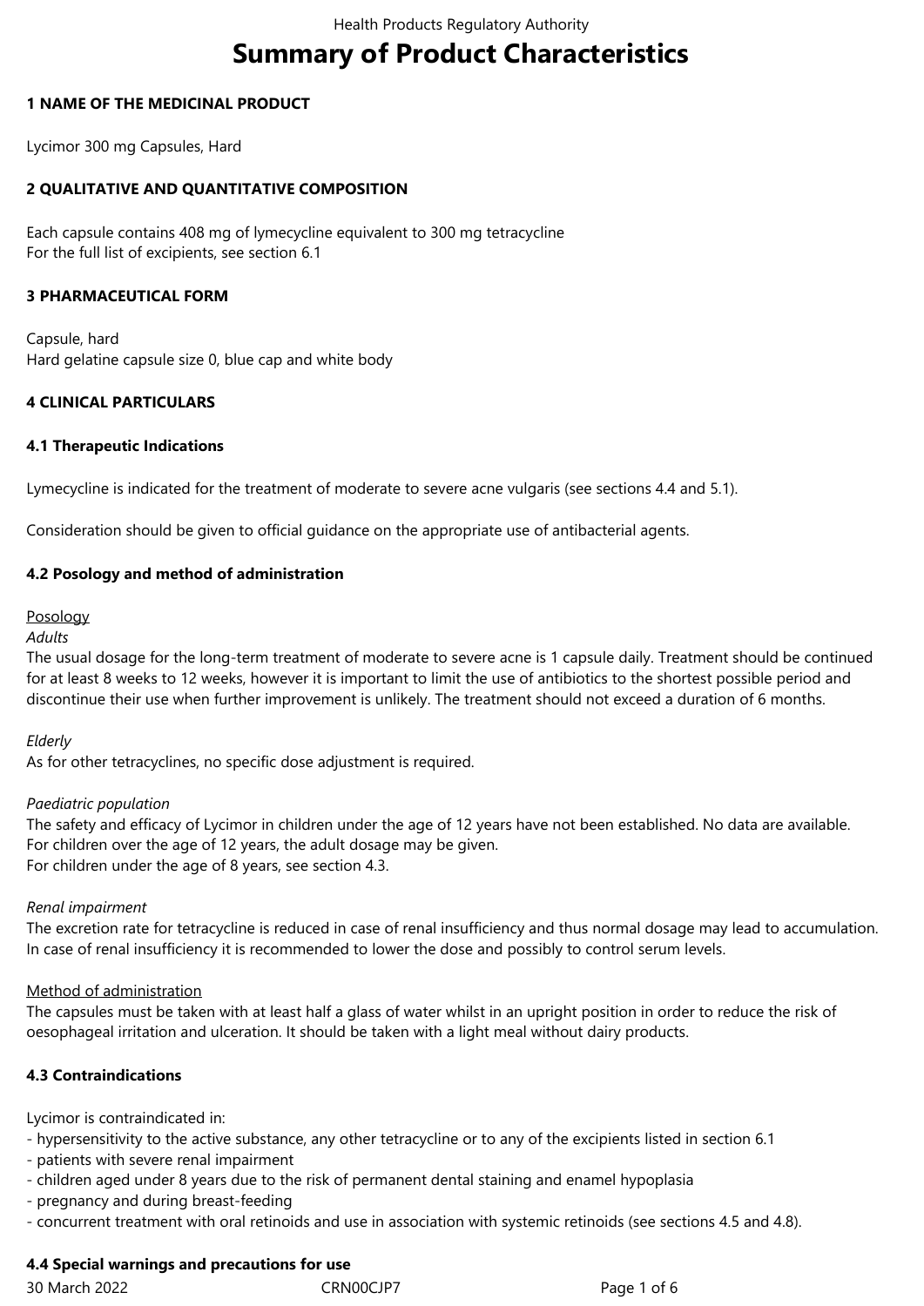# Summary of Product Characteristics

## 1 NAME OF THE MEDICINAL PRODUCT

Lycimor 300 mg Capsules, Hard

## 2 QUALITATIVE AND QUANTITATIVE COMPOSITION

Each capsule contains 408 mg of lymecycline equivalent to 300 mg tetracycline
For the full list of excipients, see section 6.1

## 3 PHARMACEUTICAL FORM

Capsule, hard
Hard gelatine capsule size 0, blue cap and white body

## 4 CLINICAL PARTICULARS

### 4.1 Therapeutic Indications

Lymecycline is indicated for the treatment of moderate to severe acne vulgaris (see sections 4.4 and 5.1).

Consideration should be given to official guidance on the appropriate use of antibacterial agents.

### 4.2 Posology and method of administration

<u>Posology</u>

*Adults*

The usual dosage for the long-term treatment of moderate to severe acne is 1 capsule daily. Treatment should be continued for at least 8 weeks to 12 weeks, however it is important to limit the use of antibiotics to the shortest possible period and discontinue their use when further improvement is unlikely. The treatment should not exceed a duration of 6 months.

*Elderly*

As for other tetracyclines, no specific dose adjustment is required.

*Paediatric population*

The safety and efficacy of Lycimor in children under the age of 12 years have not been established. No data are available.
For children over the age of 12 years, the adult dosage may be given.
For children under the age of 8 years, see section 4.3.

*Renal impairment*

The excretion rate for tetracycline is reduced in case of renal insufficiency and thus normal dosage may lead to accumulation. In case of renal insufficiency it is recommended to lower the dose and possibly to control serum levels.

<u>Method of administration</u>

The capsules must be taken with at least half a glass of water whilst in an upright position in order to reduce the risk of oesophageal irritation and ulceration. It should be taken with a light meal without dairy products.

### 4.3 Contraindications

Lycimor is contraindicated in:

- hypersensitivity to the active substance, any other tetracycline or to any of the excipients listed in section 6.1
- patients with severe renal impairment
- children aged under 8 years due to the risk of permanent dental staining and enamel hypoplasia
- pregnancy and during breast-feeding
- concurrent treatment with oral retinoids and use in association with systemic retinoids (see sections 4.5 and 4.8).

### 4.4 Special warnings and precautions for use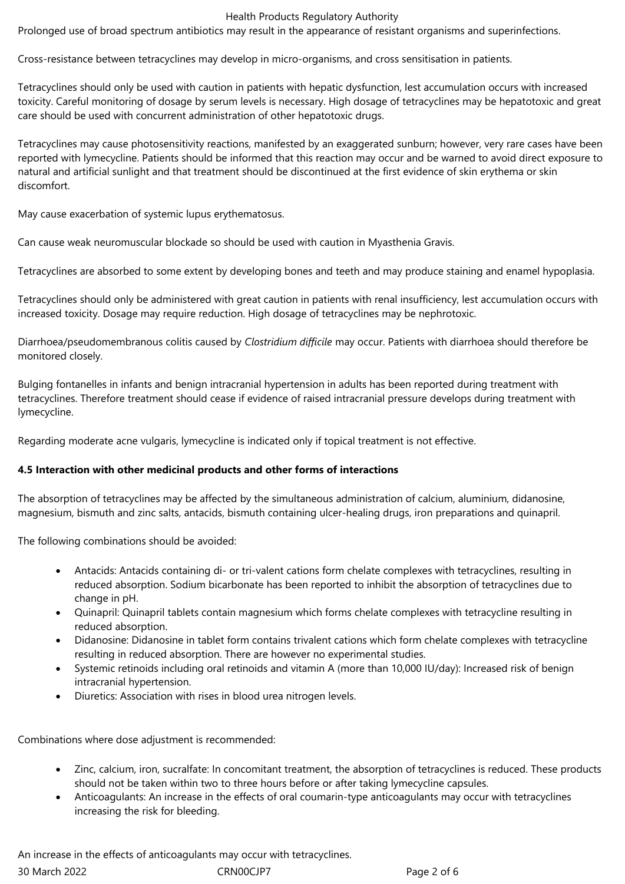Prolonged use of broad spectrum antibiotics may result in the appearance of resistant organisms and superinfections.

Cross-resistance between tetracyclines may develop in micro-organisms, and cross sensitisation in patients.

Tetracyclines should only be used with caution in patients with hepatic dysfunction, lest accumulation occurs with increased toxicity. Careful monitoring of dosage by serum levels is necessary. High dosage of tetracyclines may be hepatotoxic and great care should be used with concurrent administration of other hepatotoxic drugs.

Tetracyclines may cause photosensitivity reactions, manifested by an exaggerated sunburn; however, very rare cases have been reported with lymecycline. Patients should be informed that this reaction may occur and be warned to avoid direct exposure to natural and artificial sunlight and that treatment should be discontinued at the first evidence of skin erythema or skin discomfort.

May cause exacerbation of systemic lupus erythematosus.

Can cause weak neuromuscular blockade so should be used with caution in Myasthenia Gravis.

Tetracyclines are absorbed to some extent by developing bones and teeth and may produce staining and enamel hypoplasia.

Tetracyclines should only be administered with great caution in patients with renal insufficiency, lest accumulation occurs with increased toxicity. Dosage may require reduction. High dosage of tetracyclines may be nephrotoxic.

Diarrhoea/pseudomembranous colitis caused by *Clostridium difficile* may occur. Patients with diarrhoea should therefore be monitored closely.

Bulging fontanelles in infants and benign intracranial hypertension in adults has been reported during treatment with tetracyclines. Therefore treatment should cease if evidence of raised intracranial pressure develops during treatment with lymecycline.

Regarding moderate acne vulgaris, lymecycline is indicated only if topical treatment is not effective.

**4.5 Interaction with other medicinal products and other forms of interactions**

The absorption of tetracyclines may be affected by the simultaneous administration of calcium, aluminium, didanosine, magnesium, bismuth and zinc salts, antacids, bismuth containing ulcer-healing drugs, iron preparations and quinapril.

The following combinations should be avoided:

- Antacids: Antacids containing di- or tri-valent cations form chelate complexes with tetracyclines, resulting in reduced absorption. Sodium bicarbonate has been reported to inhibit the absorption of tetracyclines due to change in pH.
- Quinapril: Quinapril tablets contain magnesium which forms chelate complexes with tetracycline resulting in reduced absorption.
- Didanosine: Didanosine in tablet form contains trivalent cations which form chelate complexes with tetracycline resulting in reduced absorption. There are however no experimental studies.
- Systemic retinoids including oral retinoids and vitamin A (more than 10,000 IU/day): Increased risk of benign intracranial hypertension.
- Diuretics: Association with rises in blood urea nitrogen levels.

Combinations where dose adjustment is recommended:

- Zinc, calcium, iron, sucralfate: In concomitant treatment, the absorption of tetracyclines is reduced. These products should not be taken within two to three hours before or after taking lymecycline capsules.
- Anticoagulants: An increase in the effects of oral coumarin-type anticoagulants may occur with tetracyclines increasing the risk for bleeding.

An increase in the effects of anticoagulants may occur with tetracyclines.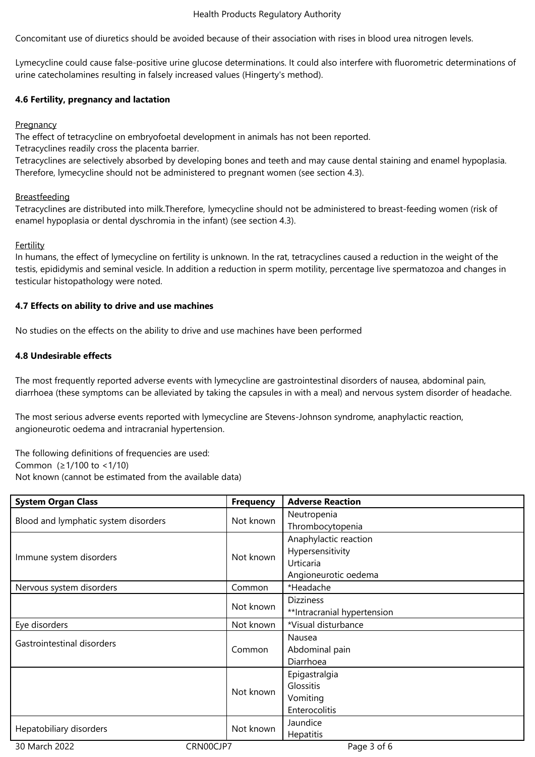Concomitant use of diuretics should be avoided because of their association with rises in blood urea nitrogen levels.

Lymecycline could cause false-positive urine glucose determinations. It could also interfere with fluorometric determinations of urine catecholamines resulting in falsely increased values (Hingerty's method).

### 4.6 Fertility, pregnancy and lactation

Pregnancy

The effect of tetracycline on embryofoetal development in animals has not been reported.
Tetracyclines readily cross the placenta barrier.
Tetracyclines are selectively absorbed by developing bones and teeth and may cause dental staining and enamel hypoplasia. Therefore, lymecycline should not be administered to pregnant women (see section 4.3).

Breastfeeding

Tetracyclines are distributed into milk.Therefore, lymecycline should not be administered to breast-feeding women (risk of enamel hypoplasia or dental dyschromia in the infant) (see section 4.3).

Fertility

In humans, the effect of lymecycline on fertility is unknown. In the rat, tetracyclines caused a reduction in the weight of the testis, epididymis and seminal vesicle. In addition a reduction in sperm motility, percentage live spermatozoa and changes in testicular histopathology were noted.

### 4.7 Effects on ability to drive and use machines

No studies on the effects on the ability to drive and use machines have been performed

### 4.8 Undesirable effects

The most frequently reported adverse events with lymecycline are gastrointestinal disorders of nausea, abdominal pain, diarrhoea (these symptoms can be alleviated by taking the capsules in with a meal) and nervous system disorder of headache.

The most serious adverse events reported with lymecycline are Stevens-Johnson syndrome, anaphylactic reaction, angioneurotic oedema and intracranial hypertension.

The following definitions of frequencies are used:
Common (≥1/100 to <1/10)
Not known (cannot be estimated from the available data)

| System Organ Class | Frequency | Adverse Reaction |
|---|---|---|
| Blood and lymphatic system disorders | Not known | Neutropenia<br>Thrombocytopenia |
| Immune system disorders | Not known | Anaphylactic reaction<br>Hypersensitivity<br>Urticaria<br>Angioneurotic oedema |
| Nervous system disorders | Common | *Headache |
| | Not known | Dizziness<br>**Intracranial hypertension |
| Eye disorders | Not known | *Visual disturbance |
| Gastrointestinal disorders | Common | Nausea<br>Abdominal pain<br>Diarrhoea |
| | Not known | Epigastralgia<br>Glossitis<br>Vomiting<br>Enterocolitis |
| Hepatobiliary disorders | Not known | Jaundice<br>Hepatitis |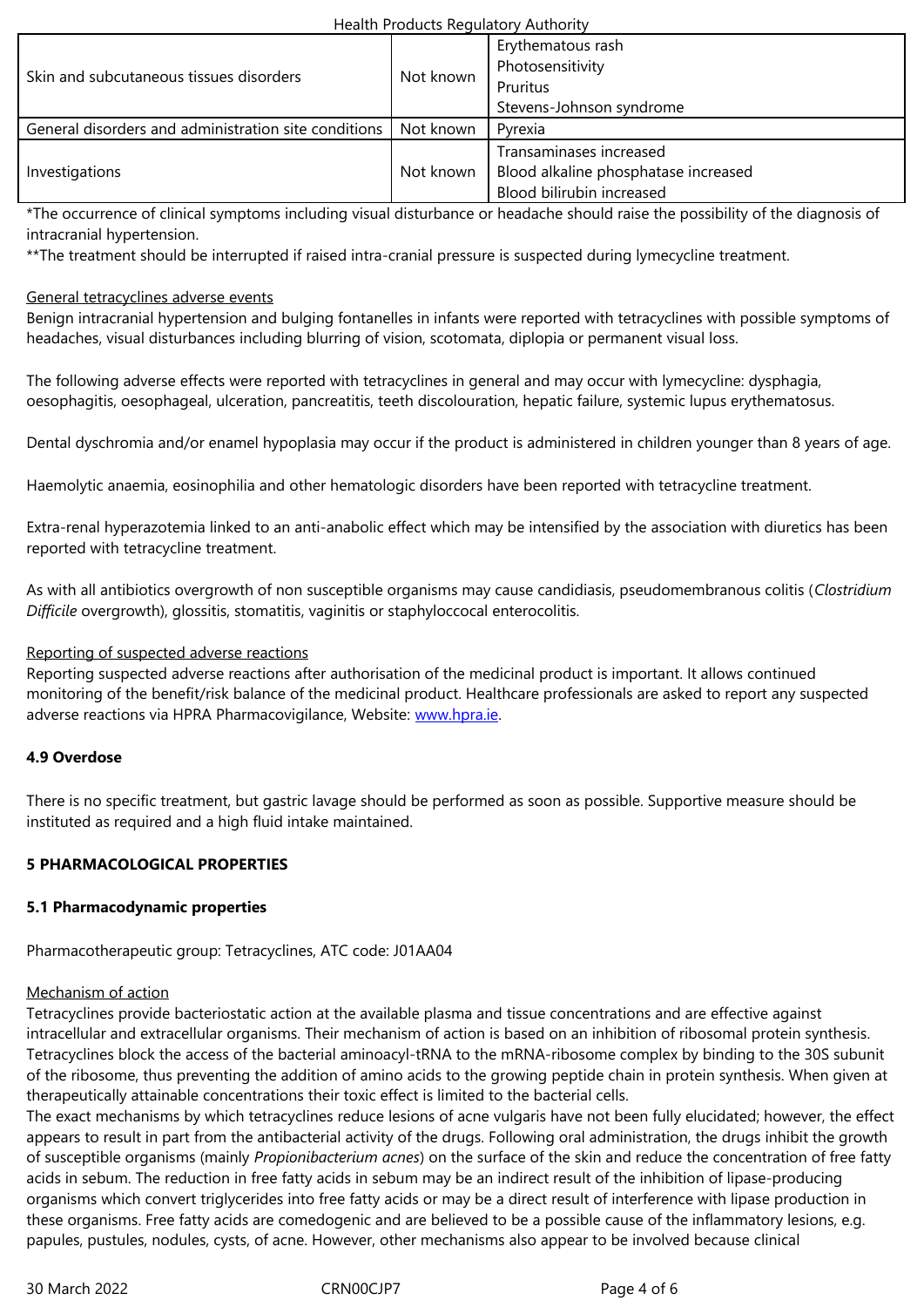| Skin and subcutaneous tissues disorders | Not known | Erythematous rash<br>Photosensitivity<br>Pruritus<br>Stevens-Johnson syndrome |
|---|---|---|
| General disorders and administration site conditions | Not known | Pyrexia |
| Investigations | Not known | Transaminases increased<br>Blood alkaline phosphatase increased<br>Blood bilirubin increased |

*The occurrence of clinical symptoms including visual disturbance or headache should raise the possibility of the diagnosis of intracranial hypertension.

**The treatment should be interrupted if raised intra-cranial pressure is suspected during lymecycline treatment.

General tetracyclines adverse events

Benign intracranial hypertension and bulging fontanelles in infants were reported with tetracyclines with possible symptoms of headaches, visual disturbances including blurring of vision, scotomata, diplopia or permanent visual loss.

The following adverse effects were reported with tetracyclines in general and may occur with lymecycline: dysphagia, oesophagitis, oesophageal, ulceration, pancreatitis, teeth discolouration, hepatic failure, systemic lupus erythematosus.

Dental dyschromia and/or enamel hypoplasia may occur if the product is administered in children younger than 8 years of age.

Haemolytic anaemia, eosinophilia and other hematologic disorders have been reported with tetracycline treatment.

Extra-renal hyperazotemia linked to an anti-anabolic effect which may be intensified by the association with diuretics has been reported with tetracycline treatment.

As with all antibiotics overgrowth of non susceptible organisms may cause candidiasis, pseudomembranous colitis (*Clostridium Difficile* overgrowth), glossitis, stomatitis, vaginitis or staphyloccocal enterocolitis.

Reporting of suspected adverse reactions

Reporting suspected adverse reactions after authorisation of the medicinal product is important. It allows continued monitoring of the benefit/risk balance of the medicinal product. Healthcare professionals are asked to report any suspected adverse reactions via HPRA Pharmacovigilance, Website: www.hpra.ie.

**4.9 Overdose**

There is no specific treatment, but gastric lavage should be performed as soon as possible. Supportive measure should be instituted as required and a high fluid intake maintained.

**5 PHARMACOLOGICAL PROPERTIES**

**5.1 Pharmacodynamic properties**

Pharmacotherapeutic group: Tetracyclines, ATC code: J01AA04

Mechanism of action

Tetracyclines provide bacteriostatic action at the available plasma and tissue concentrations and are effective against intracellular and extracellular organisms. Their mechanism of action is based on an inhibition of ribosomal protein synthesis. Tetracyclines block the access of the bacterial aminoacyl-tRNA to the mRNA-ribosome complex by binding to the 30S subunit of the ribosome, thus preventing the addition of amino acids to the growing peptide chain in protein synthesis. When given at therapeutically attainable concentrations their toxic effect is limited to the bacterial cells.

The exact mechanisms by which tetracyclines reduce lesions of acne vulgaris have not been fully elucidated; however, the effect appears to result in part from the antibacterial activity of the drugs. Following oral administration, the drugs inhibit the growth of susceptible organisms (mainly *Propionibacterium acnes*) on the surface of the skin and reduce the concentration of free fatty acids in sebum. The reduction in free fatty acids in sebum may be an indirect result of the inhibition of lipase-producing organisms which convert triglycerides into free fatty acids or may be a direct result of interference with lipase production in these organisms. Free fatty acids are comedogenic and are believed to be a possible cause of the inflammatory lesions, e.g. papules, pustules, nodules, cysts, of acne. However, other mechanisms also appear to be involved because clinical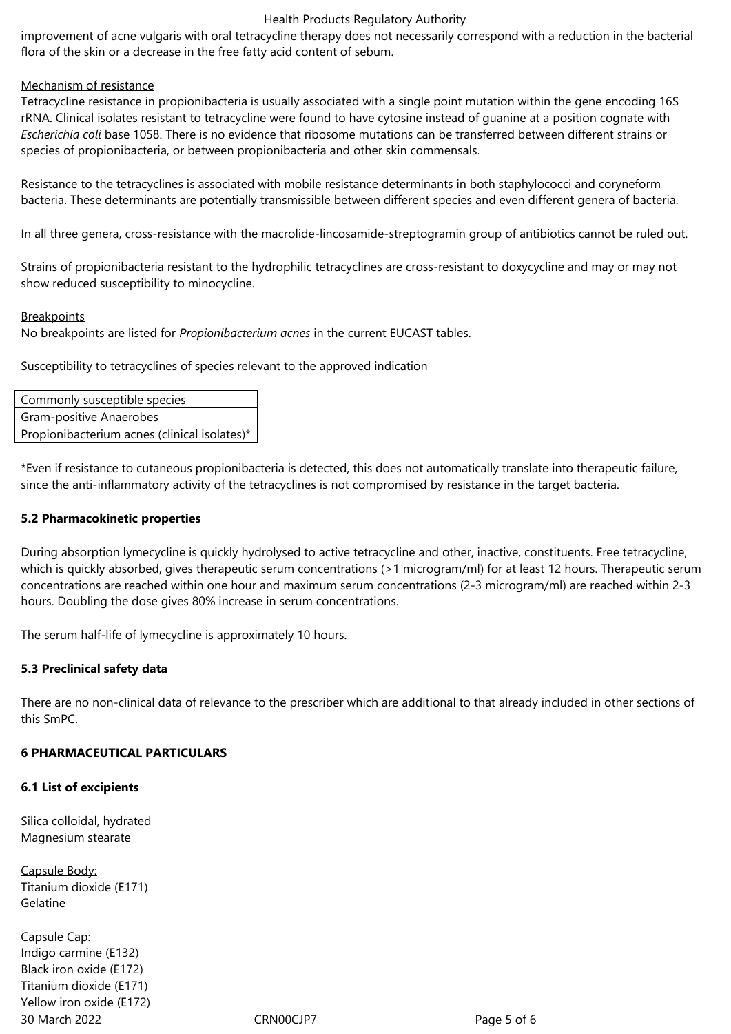improvement of acne vulgaris with oral tetracycline therapy does not necessarily correspond with a reduction in the bacterial flora of the skin or a decrease in the free fatty acid content of sebum.

Mechanism of resistance

Tetracycline resistance in propionibacteria is usually associated with a single point mutation within the gene encoding 16S rRNA. Clinical isolates resistant to tetracycline were found to have cytosine instead of guanine at a position cognate with *Escherichia coli* base 1058. There is no evidence that ribosome mutations can be transferred between different strains or species of propionibacteria, or between propionibacteria and other skin commensals.

Resistance to the tetracyclines is associated with mobile resistance determinants in both staphylococci and coryneform bacteria. These determinants are potentially transmissible between different species and even different genera of bacteria.

In all three genera, cross-resistance with the macrolide-lincosamide-streptogramin group of antibiotics cannot be ruled out.

Strains of propionibacteria resistant to the hydrophilic tetracyclines are cross-resistant to doxycycline and may or may not show reduced susceptibility to minocycline.

Breakpoints

No breakpoints are listed for *Propionibacterium acnes* in the current EUCAST tables.

Susceptibility to tetracyclines of species relevant to the approved indication

| Commonly susceptible species |
|---|
| Gram-positive Anaerobes |
| Propionibacterium acnes (clinical isolates)* |

*Even if resistance to cutaneous propionibacteria is detected, this does not automatically translate into therapeutic failure, since the anti-inflammatory activity of the tetracyclines is not compromised by resistance in the target bacteria.

### 5.2 Pharmacokinetic properties

During absorption lymecycline is quickly hydrolysed to active tetracycline and other, inactive, constituents. Free tetracycline, which is quickly absorbed, gives therapeutic serum concentrations (>1 microgram/ml) for at least 12 hours. Therapeutic serum concentrations are reached within one hour and maximum serum concentrations (2-3 microgram/ml) are reached within 2-3 hours. Doubling the dose gives 80% increase in serum concentrations.

The serum half-life of lymecycline is approximately 10 hours.

### 5.3 Preclinical safety data

There are no non-clinical data of relevance to the prescriber which are additional to that already included in other sections of this SmPC.

## 6 PHARMACEUTICAL PARTICULARS

### 6.1 List of excipients

Silica colloidal, hydrated
Magnesium stearate

Capsule Body:
Titanium dioxide (E171)
Gelatine

Capsule Cap:
Indigo carmine (E132)
Black iron oxide (E172)
Titanium dioxide (E171)
Yellow iron oxide (E172)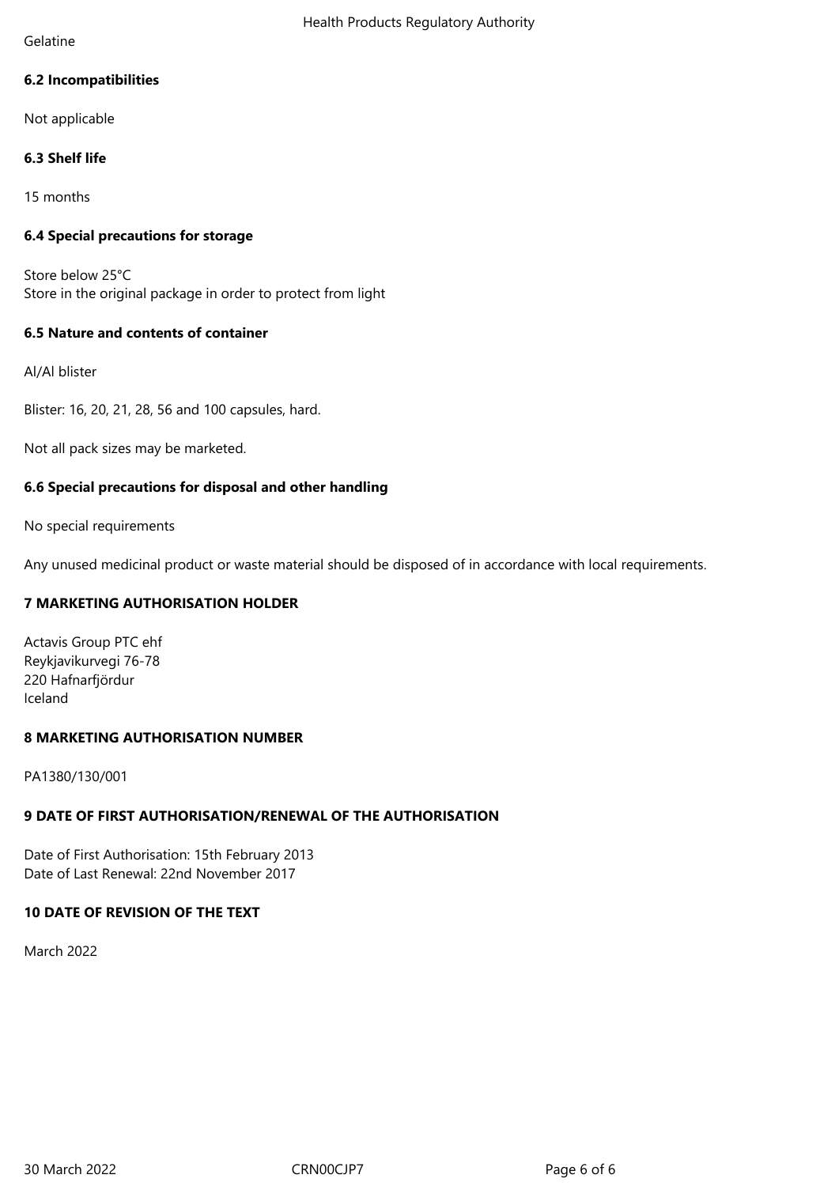Gelatine

**6.2 Incompatibilities**

Not applicable

**6.3 Shelf life**

15 months

**6.4 Special precautions for storage**

Store below 25°C
Store in the original package in order to protect from light

**6.5 Nature and contents of container**

Al/Al blister

Blister: 16, 20, 21, 28, 56 and 100 capsules, hard.

Not all pack sizes may be marketed.

**6.6 Special precautions for disposal and other handling**

No special requirements

Any unused medicinal product or waste material should be disposed of in accordance with local requirements.

## 7 MARKETING AUTHORISATION HOLDER

Actavis Group PTC ehf
Reykjavikurvegi 76-78
220 Hafnarfjördur
Iceland

## 8 MARKETING AUTHORISATION NUMBER

PA1380/130/001

## 9 DATE OF FIRST AUTHORISATION/RENEWAL OF THE AUTHORISATION

Date of First Authorisation: 15th February 2013
Date of Last Renewal: 22nd November 2017

## 10 DATE OF REVISION OF THE TEXT

March 2022